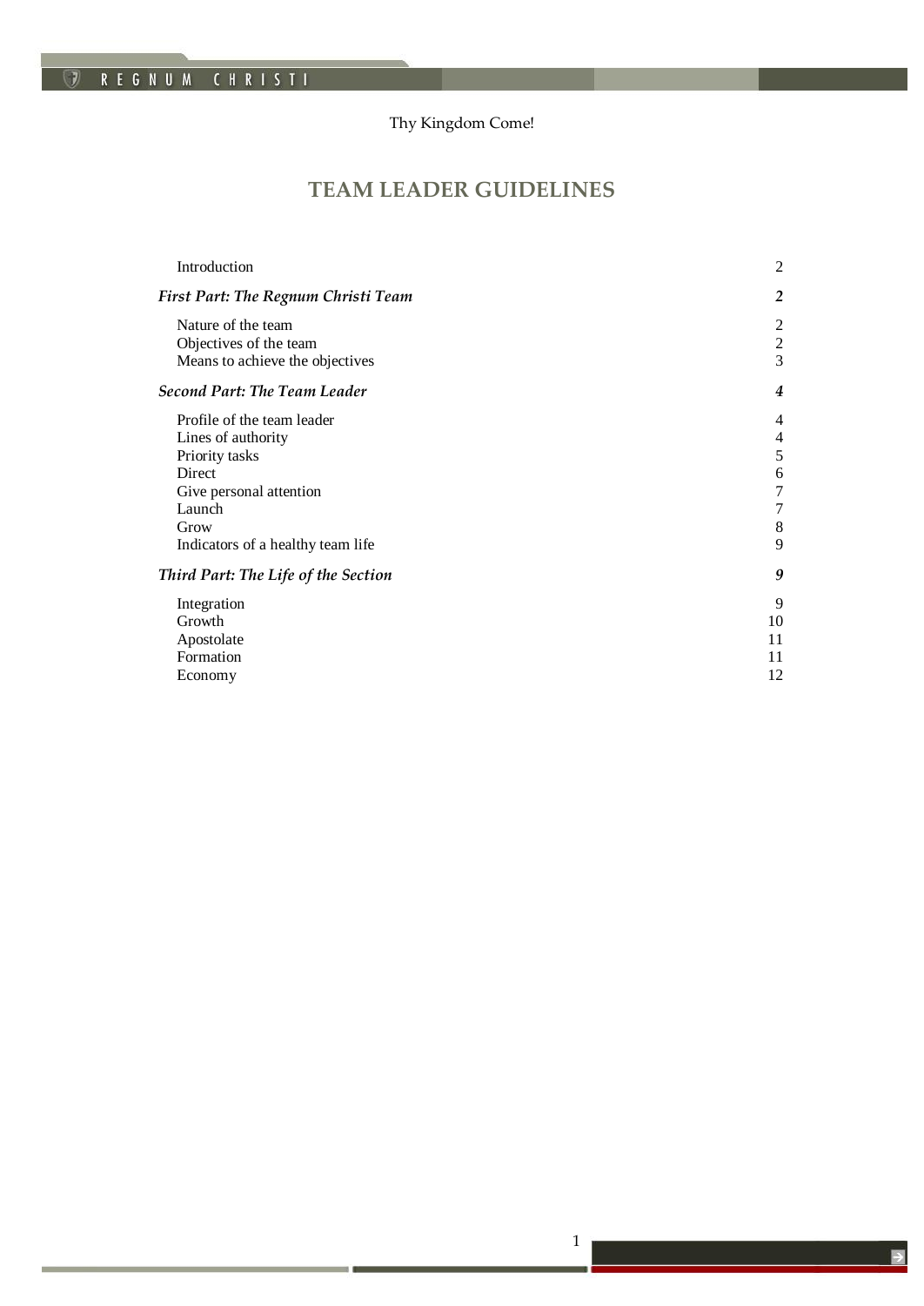Thy Kingdom Come!

# TEAM LEADER GUIDELINES

| | |
|---|---|
| Introduction | 2 |
| ***First Part: The Regnum Christi Team*** | ***2*** |
| Nature of the team | 2 |
| Objectives of the team | 2 |
| Means to achieve the objectives | 3 |
| ***Second Part: The Team Leader*** | ***4*** |
| Profile of the team leader | 4 |
| Lines of authority | 4 |
| Priority tasks | 5 |
| Direct | 6 |
| Give personal attention | 7 |
| Launch | 7 |
| Grow | 8 |
| Indicators of a healthy team life | 9 |
| ***Third Part: The Life of the Section*** | ***9*** |
| Integration | 9 |
| Growth | 10 |
| Apostolate | 11 |
| Formation | 11 |
| Economy | 12 |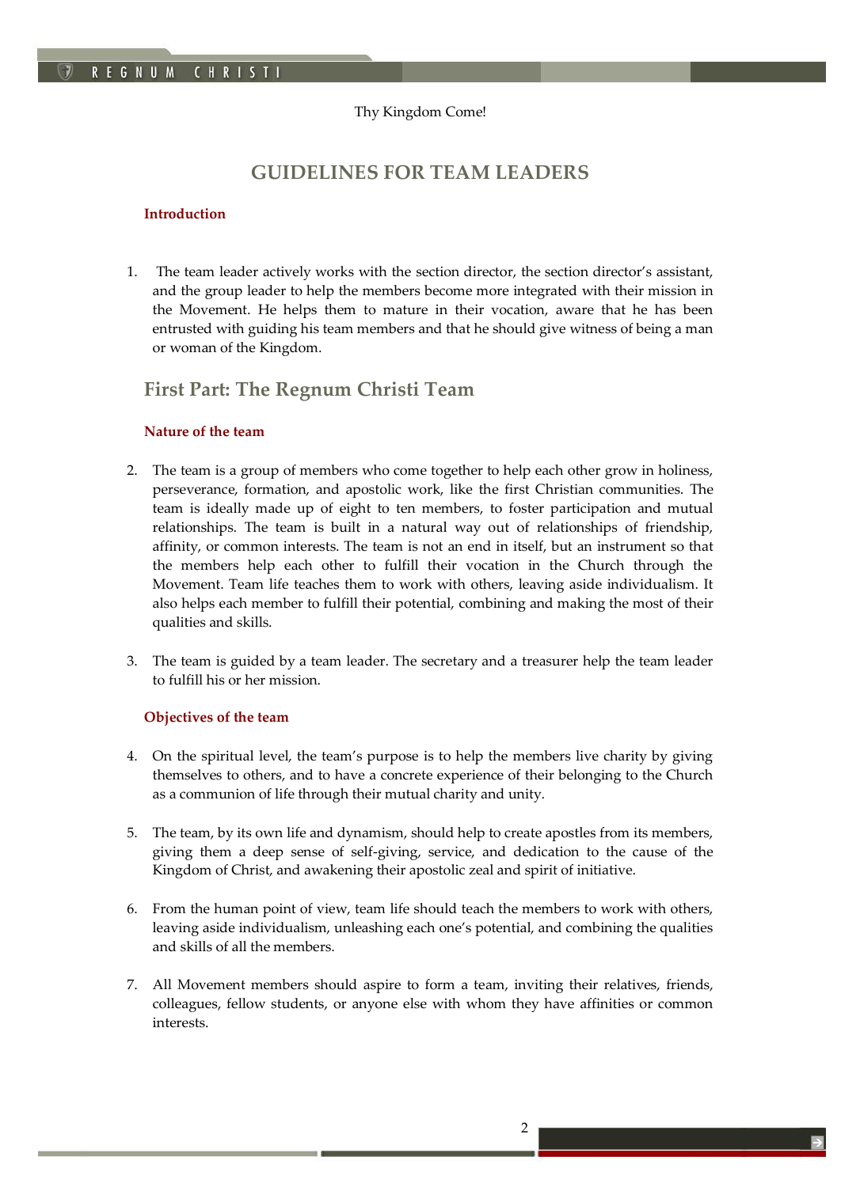Thy Kingdom Come!

# GUIDELINES FOR TEAM LEADERS

### Introduction

1. The team leader actively works with the section director, the section director's assistant, and the group leader to help the members become more integrated with their mission in the Movement. He helps them to mature in their vocation, aware that he has been entrusted with guiding his team members and that he should give witness of being a man or woman of the Kingdom.

## First Part: The Regnum Christi Team

### Nature of the team

2. The team is a group of members who come together to help each other grow in holiness, perseverance, formation, and apostolic work, like the first Christian communities. The team is ideally made up of eight to ten members, to foster participation and mutual relationships. The team is built in a natural way out of relationships of friendship, affinity, or common interests. The team is not an end in itself, but an instrument so that the members help each other to fulfill their vocation in the Church through the Movement. Team life teaches them to work with others, leaving aside individualism. It also helps each member to fulfill their potential, combining and making the most of their qualities and skills.

3. The team is guided by a team leader. The secretary and a treasurer help the team leader to fulfill his or her mission.

### Objectives of the team

4. On the spiritual level, the team's purpose is to help the members live charity by giving themselves to others, and to have a concrete experience of their belonging to the Church as a communion of life through their mutual charity and unity.

5. The team, by its own life and dynamism, should help to create apostles from its members, giving them a deep sense of self-giving, service, and dedication to the cause of the Kingdom of Christ, and awakening their apostolic zeal and spirit of initiative.

6. From the human point of view, team life should teach the members to work with others, leaving aside individualism, unleashing each one's potential, and combining the qualities and skills of all the members.

7. All Movement members should aspire to form a team, inviting their relatives, friends, colleagues, fellow students, or anyone else with whom they have affinities or common interests.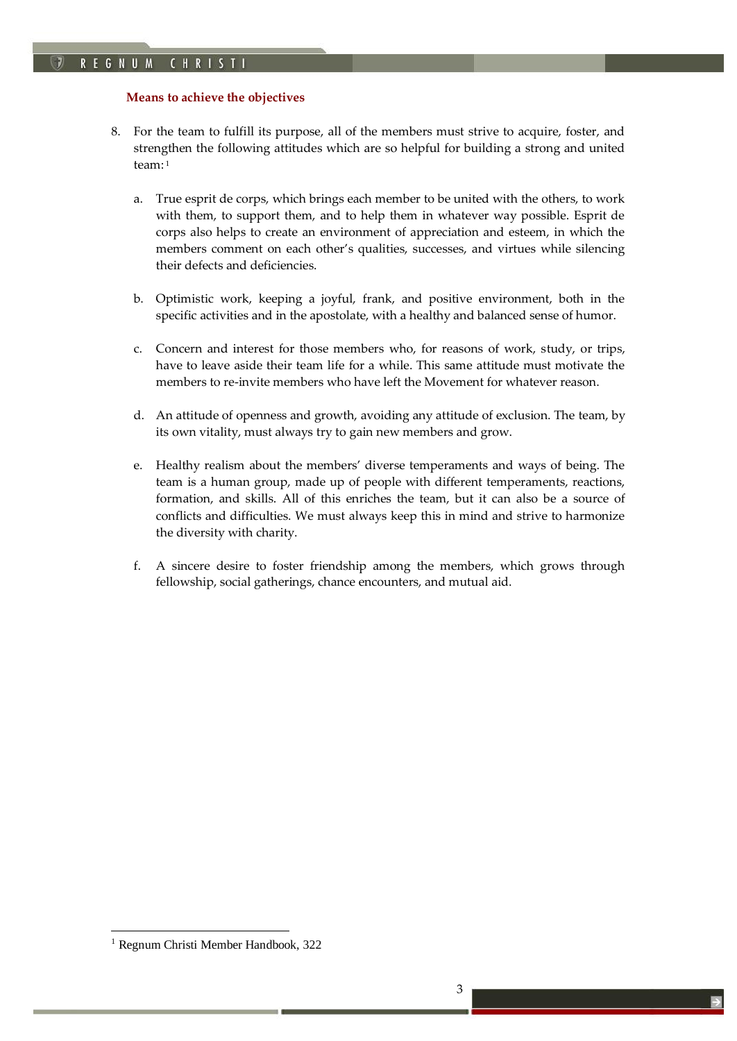### Means to achieve the objectives

8. For the team to fulfill its purpose, all of the members must strive to acquire, foster, and strengthen the following attitudes which are so helpful for building a strong and united team:[1]

   a. True esprit de corps, which brings each member to be united with the others, to work with them, to support them, and to help them in whatever way possible. Esprit de corps also helps to create an environment of appreciation and esteem, in which the members comment on each other's qualities, successes, and virtues while silencing their defects and deficiencies.

   b. Optimistic work, keeping a joyful, frank, and positive environment, both in the specific activities and in the apostolate, with a healthy and balanced sense of humor.

   c. Concern and interest for those members who, for reasons of work, study, or trips, have to leave aside their team life for a while. This same attitude must motivate the members to re-invite members who have left the Movement for whatever reason.

   d. An attitude of openness and growth, avoiding any attitude of exclusion. The team, by its own vitality, must always try to gain new members and grow.

   e. Healthy realism about the members' diverse temperaments and ways of being. The team is a human group, made up of people with different temperaments, reactions, formation, and skills. All of this enriches the team, but it can also be a source of conflicts and difficulties. We must always keep this in mind and strive to harmonize the diversity with charity.

   f. A sincere desire to foster friendship among the members, which grows through fellowship, social gatherings, chance encounters, and mutual aid.

---

[1] Regnum Christi Member Handbook, 322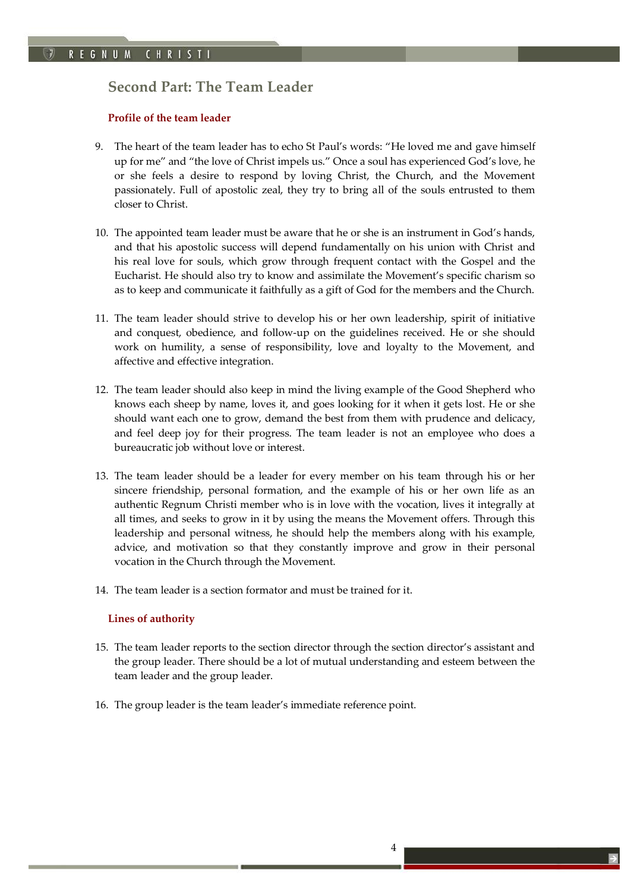## Second Part: The Team Leader

### Profile of the team leader

9. The heart of the team leader has to echo St Paul's words: "He loved me and gave himself up for me" and "the love of Christ impels us." Once a soul has experienced God's love, he or she feels a desire to respond by loving Christ, the Church, and the Movement passionately. Full of apostolic zeal, they try to bring all of the souls entrusted to them closer to Christ.

10. The appointed team leader must be aware that he or she is an instrument in God's hands, and that his apostolic success will depend fundamentally on his union with Christ and his real love for souls, which grow through frequent contact with the Gospel and the Eucharist. He should also try to know and assimilate the Movement's specific charism so as to keep and communicate it faithfully as a gift of God for the members and the Church.

11. The team leader should strive to develop his or her own leadership, spirit of initiative and conquest, obedience, and follow-up on the guidelines received. He or she should work on humility, a sense of responsibility, love and loyalty to the Movement, and affective and effective integration.

12. The team leader should also keep in mind the living example of the Good Shepherd who knows each sheep by name, loves it, and goes looking for it when it gets lost. He or she should want each one to grow, demand the best from them with prudence and delicacy, and feel deep joy for their progress. The team leader is not an employee who does a bureaucratic job without love or interest.

13. The team leader should be a leader for every member on his team through his or her sincere friendship, personal formation, and the example of his or her own life as an authentic Regnum Christi member who is in love with the vocation, lives it integrally at all times, and seeks to grow in it by using the means the Movement offers. Through this leadership and personal witness, he should help the members along with his example, advice, and motivation so that they constantly improve and grow in their personal vocation in the Church through the Movement.

14. The team leader is a section formator and must be trained for it.

### Lines of authority

15. The team leader reports to the section director through the section director's assistant and the group leader. There should be a lot of mutual understanding and esteem between the team leader and the group leader.

16. The group leader is the team leader's immediate reference point.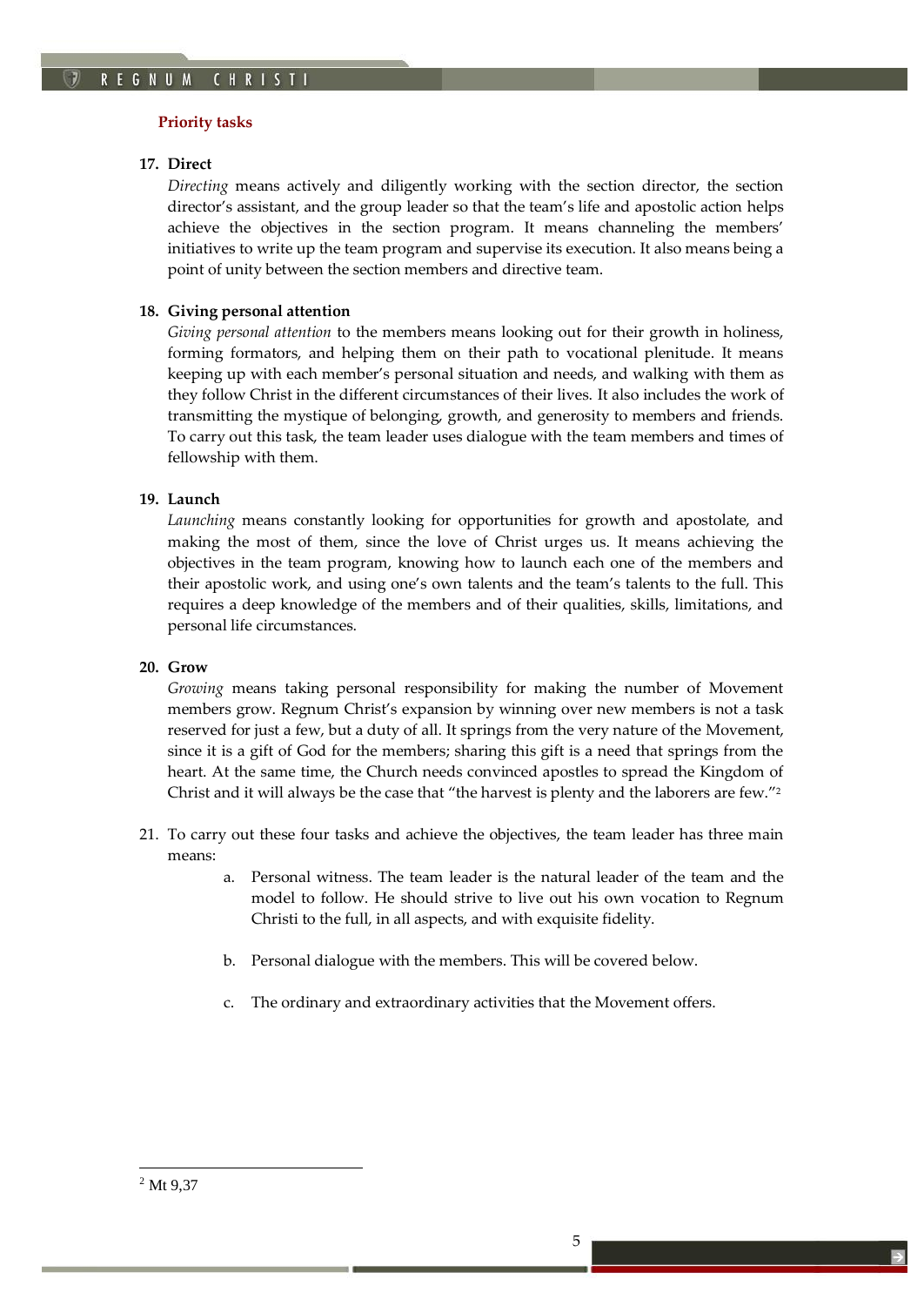### Priority tasks

**17. Direct**

*Directing* means actively and diligently working with the section director, the section director's assistant, and the group leader so that the team's life and apostolic action helps achieve the objectives in the section program. It means channeling the members' initiatives to write up the team program and supervise its execution. It also means being a point of unity between the section members and directive team.

**18. Giving personal attention**

*Giving personal attention* to the members means looking out for their growth in holiness, forming formators, and helping them on their path to vocational plenitude. It means keeping up with each member's personal situation and needs, and walking with them as they follow Christ in the different circumstances of their lives. It also includes the work of transmitting the mystique of belonging, growth, and generosity to members and friends. To carry out this task, the team leader uses dialogue with the team members and times of fellowship with them.

**19. Launch**

*Launching* means constantly looking for opportunities for growth and apostolate, and making the most of them, since the love of Christ urges us. It means achieving the objectives in the team program, knowing how to launch each one of the members and their apostolic work, and using one's own talents and the team's talents to the full. This requires a deep knowledge of the members and of their qualities, skills, limitations, and personal life circumstances.

**20. Grow**

*Growing* means taking personal responsibility for making the number of Movement members grow. Regnum Christ's expansion by winning over new members is not a task reserved for just a few, but a duty of all. It springs from the very nature of the Movement, since it is a gift of God for the members; sharing this gift is a need that springs from the heart. At the same time, the Church needs convinced apostles to spread the Kingdom of Christ and it will always be the case that "the harvest is plenty and the laborers are few."[2]

21. To carry out these four tasks and achieve the objectives, the team leader has three main means:

   a. Personal witness. The team leader is the natural leader of the team and the model to follow. He should strive to live out his own vocation to Regnum Christi to the full, in all aspects, and with exquisite fidelity.

   b. Personal dialogue with the members. This will be covered below.

   c. The ordinary and extraordinary activities that the Movement offers.

---

[2] Mt 9,37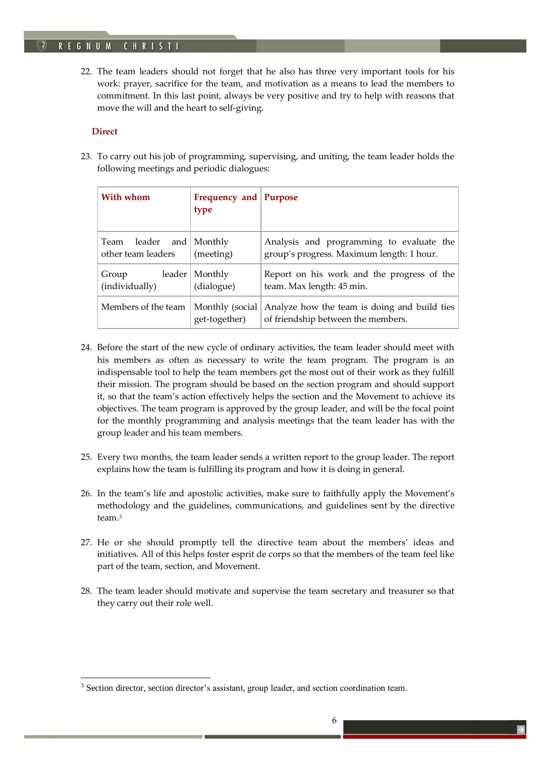22. The team leaders should not forget that he also has three very important tools for his work: prayer, sacrifice for the team, and motivation as a means to lead the members to commitment. In this last point, always be very positive and try to help with reasons that move the will and the heart to self-giving.

### Direct

23. To carry out his job of programming, supervising, and uniting, the team leader holds the following meetings and periodic dialogues:

| With whom | Frequency and type | Purpose |
|---|---|---|
| Team leader and other team leaders | Monthly (meeting) | Analysis and programming to evaluate the group's progress. Maximum length: 1 hour. |
| Group leader (individually) | Monthly (dialogue) | Report on his work and the progress of the team. Max length: 45 min. |
| Members of the team | Monthly (social get-together) | Analyze how the team is doing and build ties of friendship between the members. |

24. Before the start of the new cycle of ordinary activities, the team leader should meet with his members as often as necessary to write the team program. The program is an indispensable tool to help the team members get the most out of their work as they fulfill their mission. The program should be based on the section program and should support it, so that the team's action effectively helps the section and the Movement to achieve its objectives. The team program is approved by the group leader, and will be the focal point for the monthly programming and analysis meetings that the team leader has with the group leader and his team members.

25. Every two months, the team leader sends a written report to the group leader. The report explains how the team is fulfilling its program and how it is doing in general.

26. In the team's life and apostolic activities, make sure to faithfully apply the Movement's methodology and the guidelines, communications, and guidelines sent by the directive team.[3]

27. He or she should promptly tell the directive team about the members' ideas and initiatives. All of this helps foster esprit de corps so that the members of the team feel like part of the team, section, and Movement.

28. The team leader should motivate and supervise the team secretary and treasurer so that they carry out their role well.

---

[3] Section director, section director's assistant, group leader, and section coordination team.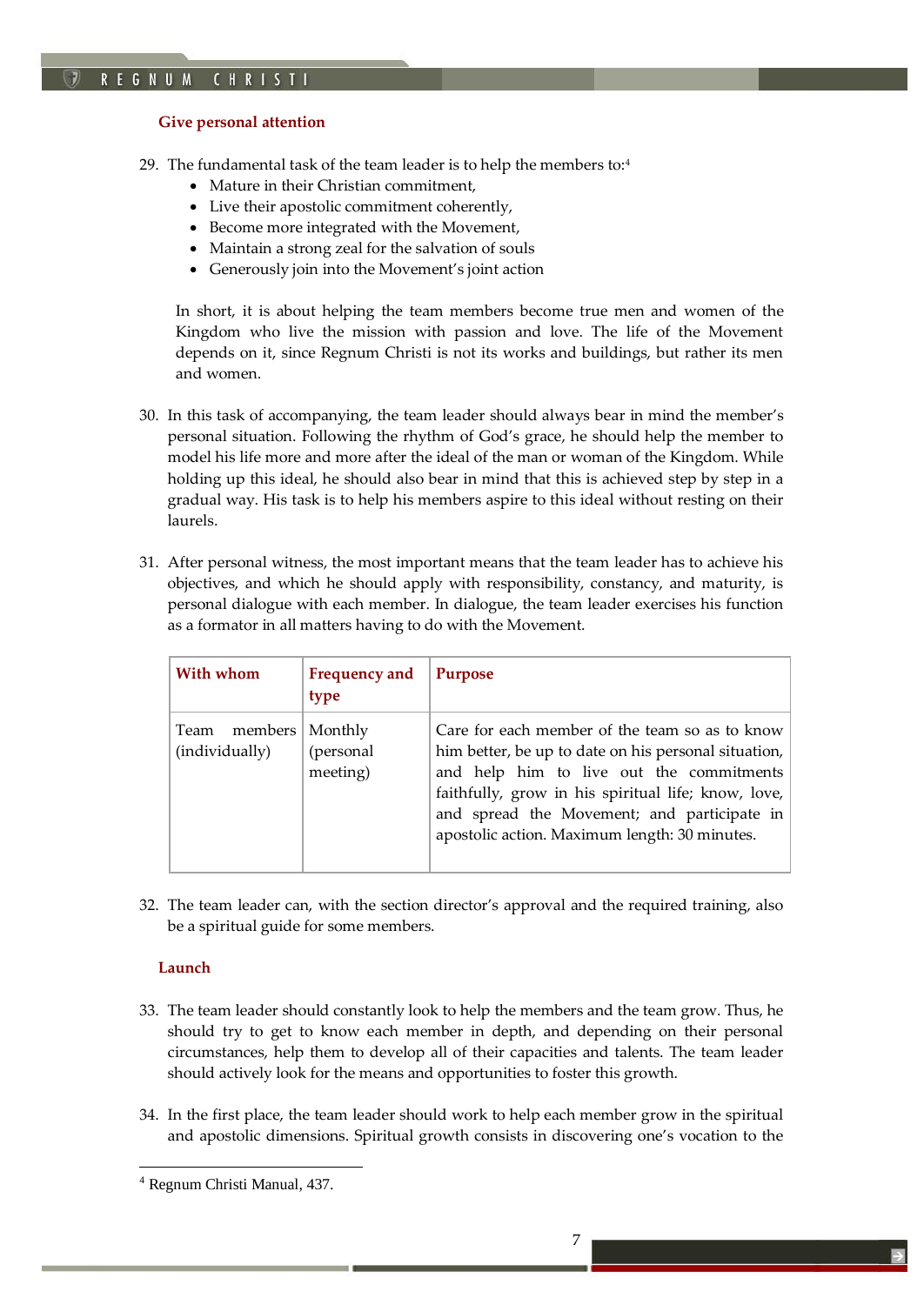### Give personal attention

29. The fundamental task of the team leader is to help the members to:[4]
    - Mature in their Christian commitment,
    - Live their apostolic commitment coherently,
    - Become more integrated with the Movement,
    - Maintain a strong zeal for the salvation of souls
    - Generously join into the Movement's joint action

    In short, it is about helping the team members become true men and women of the Kingdom who live the mission with passion and love. The life of the Movement depends on it, since Regnum Christi is not its works and buildings, but rather its men and women.

30. In this task of accompanying, the team leader should always bear in mind the member's personal situation. Following the rhythm of God's grace, he should help the member to model his life more and more after the ideal of the man or woman of the Kingdom. While holding up this ideal, he should also bear in mind that this is achieved step by step in a gradual way. His task is to help his members aspire to this ideal without resting on their laurels.

31. After personal witness, the most important means that the team leader has to achieve his objectives, and which he should apply with responsibility, constancy, and maturity, is personal dialogue with each member. In dialogue, the team leader exercises his function as a formator in all matters having to do with the Movement.

| With whom | Frequency and type | Purpose |
|---|---|---|
| Team members (individually) | Monthly (personal meeting) | Care for each member of the team so as to know him better, be up to date on his personal situation, and help him to live out the commitments faithfully, grow in his spiritual life; know, love, and spread the Movement; and participate in apostolic action. Maximum length: 30 minutes. |

32. The team leader can, with the section director's approval and the required training, also be a spiritual guide for some members.

### Launch

33. The team leader should constantly look to help the members and the team grow. Thus, he should try to get to know each member in depth, and depending on their personal circumstances, help them to develop all of their capacities and talents. The team leader should actively look for the means and opportunities to foster this growth.

34. In the first place, the team leader should work to help each member grow in the spiritual and apostolic dimensions. Spiritual growth consists in discovering one's vocation to the

---

[4] Regnum Christi Manual, 437.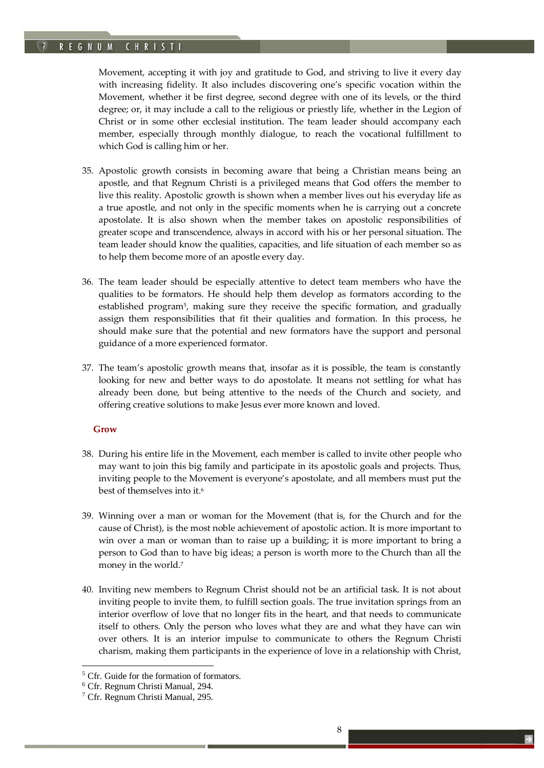Movement, accepting it with joy and gratitude to God, and striving to live it every day with increasing fidelity. It also includes discovering one's specific vocation within the Movement, whether it be first degree, second degree with one of its levels, or the third degree; or, it may include a call to the religious or priestly life, whether in the Legion of Christ or in some other ecclesial institution. The team leader should accompany each member, especially through monthly dialogue, to reach the vocational fulfillment to which God is calling him or her.

35. Apostolic growth consists in becoming aware that being a Christian means being an apostle, and that Regnum Christi is a privileged means that God offers the member to live this reality. Apostolic growth is shown when a member lives out his everyday life as a true apostle, and not only in the specific moments when he is carrying out a concrete apostolate. It is also shown when the member takes on apostolic responsibilities of greater scope and transcendence, always in accord with his or her personal situation. The team leader should know the qualities, capacities, and life situation of each member so as to help them become more of an apostle every day.

36. The team leader should be especially attentive to detect team members who have the qualities to be formators. He should help them develop as formators according to the established program[5], making sure they receive the specific formation, and gradually assign them responsibilities that fit their qualities and formation. In this process, he should make sure that the potential and new formators have the support and personal guidance of a more experienced formator.

37. The team's apostolic growth means that, insofar as it is possible, the team is constantly looking for new and better ways to do apostolate. It means not settling for what has already been done, but being attentive to the needs of the Church and society, and offering creative solutions to make Jesus ever more known and loved.

**Grow**

38. During his entire life in the Movement, each member is called to invite other people who may want to join this big family and participate in its apostolic goals and projects. Thus, inviting people to the Movement is everyone's apostolate, and all members must put the best of themselves into it.[6]

39. Winning over a man or woman for the Movement (that is, for the Church and for the cause of Christ), is the most noble achievement of apostolic action. It is more important to win over a man or woman than to raise up a building; it is more important to bring a person to God than to have big ideas; a person is worth more to the Church than all the money in the world.[7]

40. Inviting new members to Regnum Christ should not be an artificial task. It is not about inviting people to invite them, to fulfill section goals. The true invitation springs from an interior overflow of love that no longer fits in the heart, and that needs to communicate itself to others. Only the person who loves what they are and what they have can win over others. It is an interior impulse to communicate to others the Regnum Christi charism, making them participants in the experience of love in a relationship with Christ,

---

[5] Cfr. Guide for the formation of formators.

[6] Cfr. Regnum Christi Manual, 294.

[7] Cfr. Regnum Christi Manual, 295.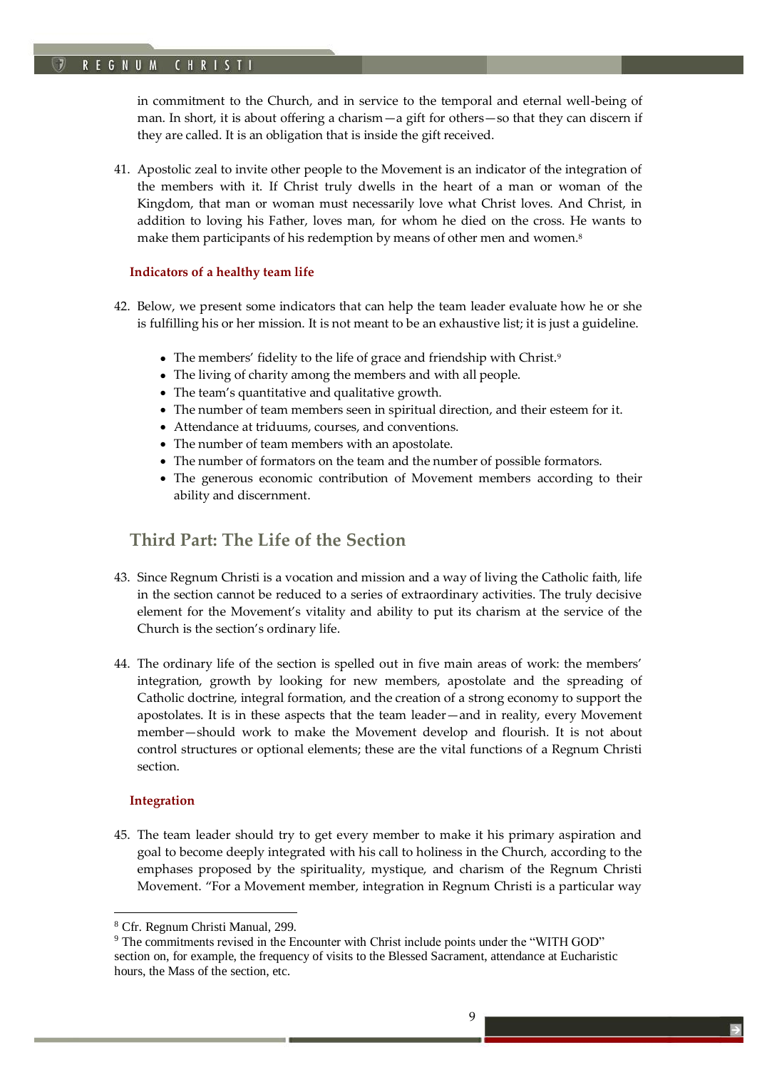in commitment to the Church, and in service to the temporal and eternal well-being of man. In short, it is about offering a charism—a gift for others—so that they can discern if they are called. It is an obligation that is inside the gift received.

41. Apostolic zeal to invite other people to the Movement is an indicator of the integration of the members with it. If Christ truly dwells in the heart of a man or woman of the Kingdom, that man or woman must necessarily love what Christ loves. And Christ, in addition to loving his Father, loves man, for whom he died on the cross. He wants to make them participants of his redemption by means of other men and women.[8]

### Indicators of a healthy team life

42. Below, we present some indicators that can help the team leader evaluate how he or she is fulfilling his or her mission. It is not meant to be an exhaustive list; it is just a guideline.

    - The members' fidelity to the life of grace and friendship with Christ.[9]
    - The living of charity among the members and with all people.
    - The team's quantitative and qualitative growth.
    - The number of team members seen in spiritual direction, and their esteem for it.
    - Attendance at triduums, courses, and conventions.
    - The number of team members with an apostolate.
    - The number of formators on the team and the number of possible formators.
    - The generous economic contribution of Movement members according to their ability and discernment.

## Third Part: The Life of the Section

43. Since Regnum Christi is a vocation and mission and a way of living the Catholic faith, life in the section cannot be reduced to a series of extraordinary activities. The truly decisive element for the Movement's vitality and ability to put its charism at the service of the Church is the section's ordinary life.

44. The ordinary life of the section is spelled out in five main areas of work: the members' integration, growth by looking for new members, apostolate and the spreading of Catholic doctrine, integral formation, and the creation of a strong economy to support the apostolates. It is in these aspects that the team leader—and in reality, every Movement member—should work to make the Movement develop and flourish. It is not about control structures or optional elements; these are the vital functions of a Regnum Christi section.

### Integration

45. The team leader should try to get every member to make it his primary aspiration and goal to become deeply integrated with his call to holiness in the Church, according to the emphases proposed by the spirituality, mystique, and charism of the Regnum Christi Movement. "For a Movement member, integration in Regnum Christi is a particular way

---

[8] Cfr. Regnum Christi Manual, 299.

[9] The commitments revised in the Encounter with Christ include points under the "WITH GOD" section on, for example, the frequency of visits to the Blessed Sacrament, attendance at Eucharistic hours, the Mass of the section, etc.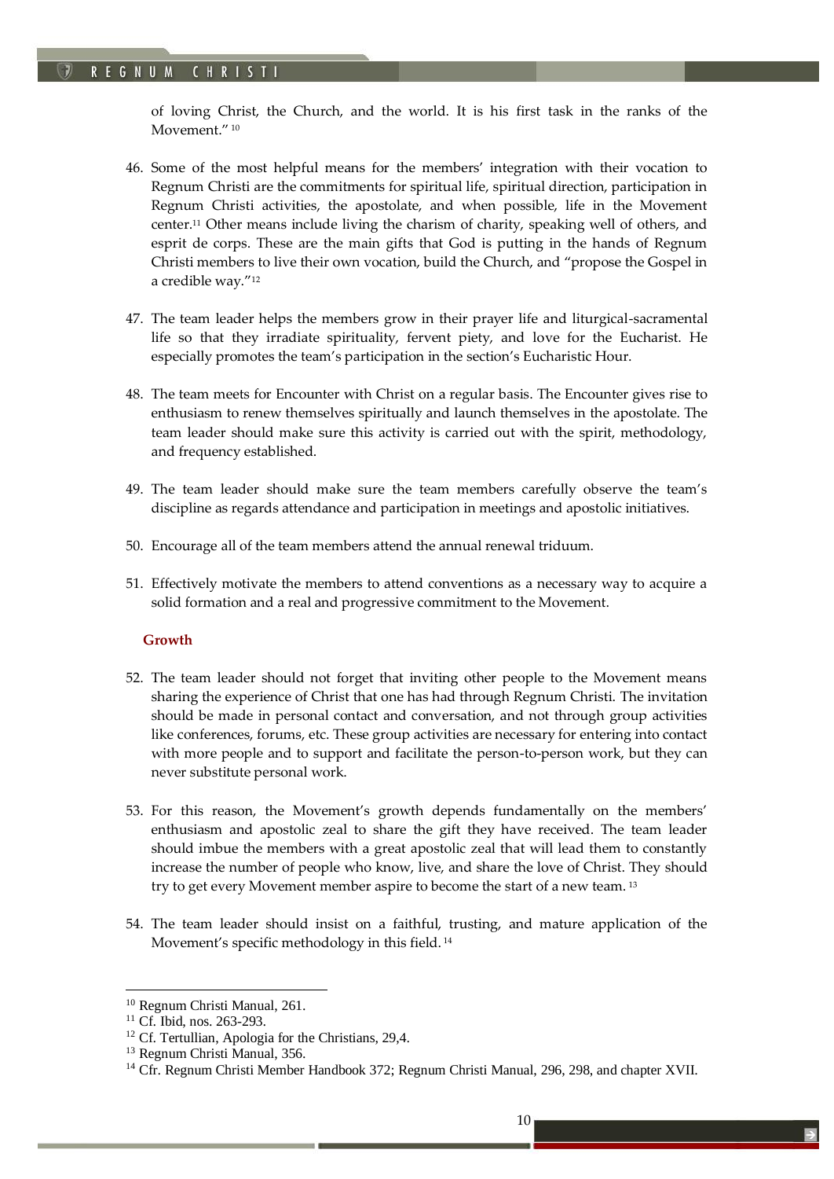of loving Christ, the Church, and the world. It is his first task in the ranks of the Movement."[10]

46. Some of the most helpful means for the members' integration with their vocation to Regnum Christi are the commitments for spiritual life, spiritual direction, participation in Regnum Christi activities, the apostolate, and when possible, life in the Movement center.[11] Other means include living the charism of charity, speaking well of others, and esprit de corps. These are the main gifts that God is putting in the hands of Regnum Christi members to live their own vocation, build the Church, and "propose the Gospel in a credible way."[12]

47. The team leader helps the members grow in their prayer life and liturgical-sacramental life so that they irradiate spirituality, fervent piety, and love for the Eucharist. He especially promotes the team's participation in the section's Eucharistic Hour.

48. The team meets for Encounter with Christ on a regular basis. The Encounter gives rise to enthusiasm to renew themselves spiritually and launch themselves in the apostolate. The team leader should make sure this activity is carried out with the spirit, methodology, and frequency established.

49. The team leader should make sure the team members carefully observe the team's discipline as regards attendance and participation in meetings and apostolic initiatives.

50. Encourage all of the team members attend the annual renewal triduum.

51. Effectively motivate the members to attend conventions as a necessary way to acquire a solid formation and a real and progressive commitment to the Movement.

### Growth

52. The team leader should not forget that inviting other people to the Movement means sharing the experience of Christ that one has had through Regnum Christi. The invitation should be made in personal contact and conversation, and not through group activities like conferences, forums, etc. These group activities are necessary for entering into contact with more people and to support and facilitate the person-to-person work, but they can never substitute personal work.

53. For this reason, the Movement's growth depends fundamentally on the members' enthusiasm and apostolic zeal to share the gift they have received. The team leader should imbue the members with a great apostolic zeal that will lead them to constantly increase the number of people who know, live, and share the love of Christ. They should try to get every Movement member aspire to become the start of a new team.[13]

54. The team leader should insist on a faithful, trusting, and mature application of the Movement's specific methodology in this field.[14]

---

[10] Regnum Christi Manual, 261.
[11] Cf. Ibid, nos. 263-293.
[12] Cf. Tertullian, Apologia for the Christians, 29,4.
[13] Regnum Christi Manual, 356.
[14] Cfr. Regnum Christi Member Handbook 372; Regnum Christi Manual, 296, 298, and chapter XVII.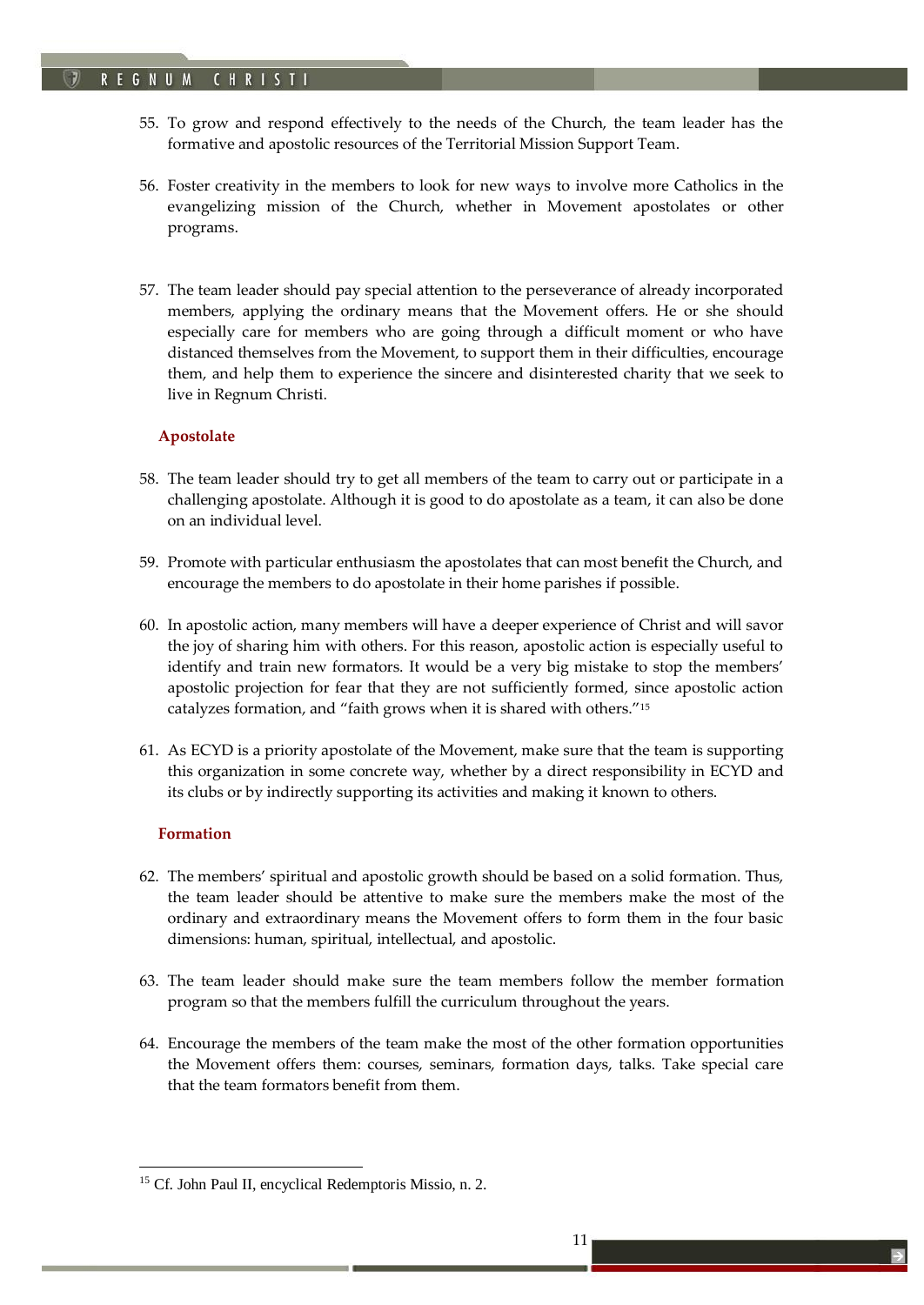55. To grow and respond effectively to the needs of the Church, the team leader has the formative and apostolic resources of the Territorial Mission Support Team.

56. Foster creativity in the members to look for new ways to involve more Catholics in the evangelizing mission of the Church, whether in Movement apostolates or other programs.

57. The team leader should pay special attention to the perseverance of already incorporated members, applying the ordinary means that the Movement offers. He or she should especially care for members who are going through a difficult moment or who have distanced themselves from the Movement, to support them in their difficulties, encourage them, and help them to experience the sincere and disinterested charity that we seek to live in Regnum Christi.

### Apostolate

58. The team leader should try to get all members of the team to carry out or participate in a challenging apostolate. Although it is good to do apostolate as a team, it can also be done on an individual level.

59. Promote with particular enthusiasm the apostolates that can most benefit the Church, and encourage the members to do apostolate in their home parishes if possible.

60. In apostolic action, many members will have a deeper experience of Christ and will savor the joy of sharing him with others. For this reason, apostolic action is especially useful to identify and train new formators. It would be a very big mistake to stop the members' apostolic projection for fear that they are not sufficiently formed, since apostolic action catalyzes formation, and "faith grows when it is shared with others."[15]

61. As ECYD is a priority apostolate of the Movement, make sure that the team is supporting this organization in some concrete way, whether by a direct responsibility in ECYD and its clubs or by indirectly supporting its activities and making it known to others.

### Formation

62. The members' spiritual and apostolic growth should be based on a solid formation. Thus, the team leader should be attentive to make sure the members make the most of the ordinary and extraordinary means the Movement offers to form them in the four basic dimensions: human, spiritual, intellectual, and apostolic.

63. The team leader should make sure the team members follow the member formation program so that the members fulfill the curriculum throughout the years.

64. Encourage the members of the team make the most of the other formation opportunities the Movement offers them: courses, seminars, formation days, talks. Take special care that the team formators benefit from them.

---

[15] Cf. John Paul II, encyclical Redemptoris Missio, n. 2.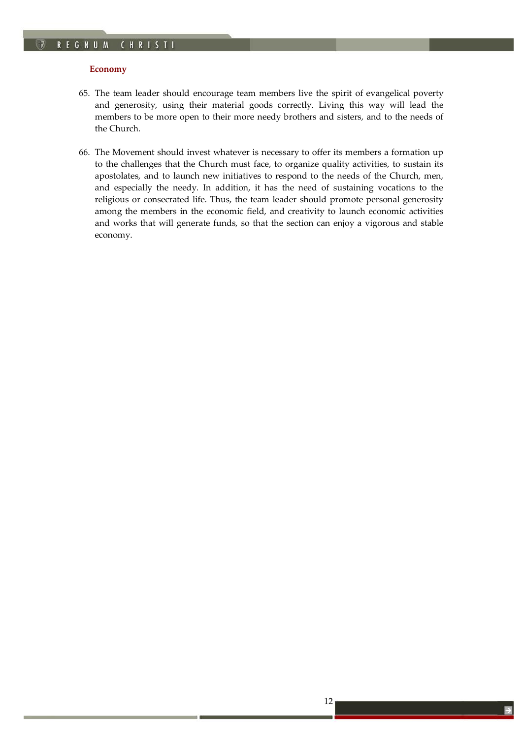### Economy

65. The team leader should encourage team members live the spirit of evangelical poverty and generosity, using their material goods correctly. Living this way will lead the members to be more open to their more needy brothers and sisters, and to the needs of the Church.

66. The Movement should invest whatever is necessary to offer its members a formation up to the challenges that the Church must face, to organize quality activities, to sustain its apostolates, and to launch new initiatives to respond to the needs of the Church, men, and especially the needy. In addition, it has the need of sustaining vocations to the religious or consecrated life. Thus, the team leader should promote personal generosity among the members in the economic field, and creativity to launch economic activities and works that will generate funds, so that the section can enjoy a vigorous and stable economy.